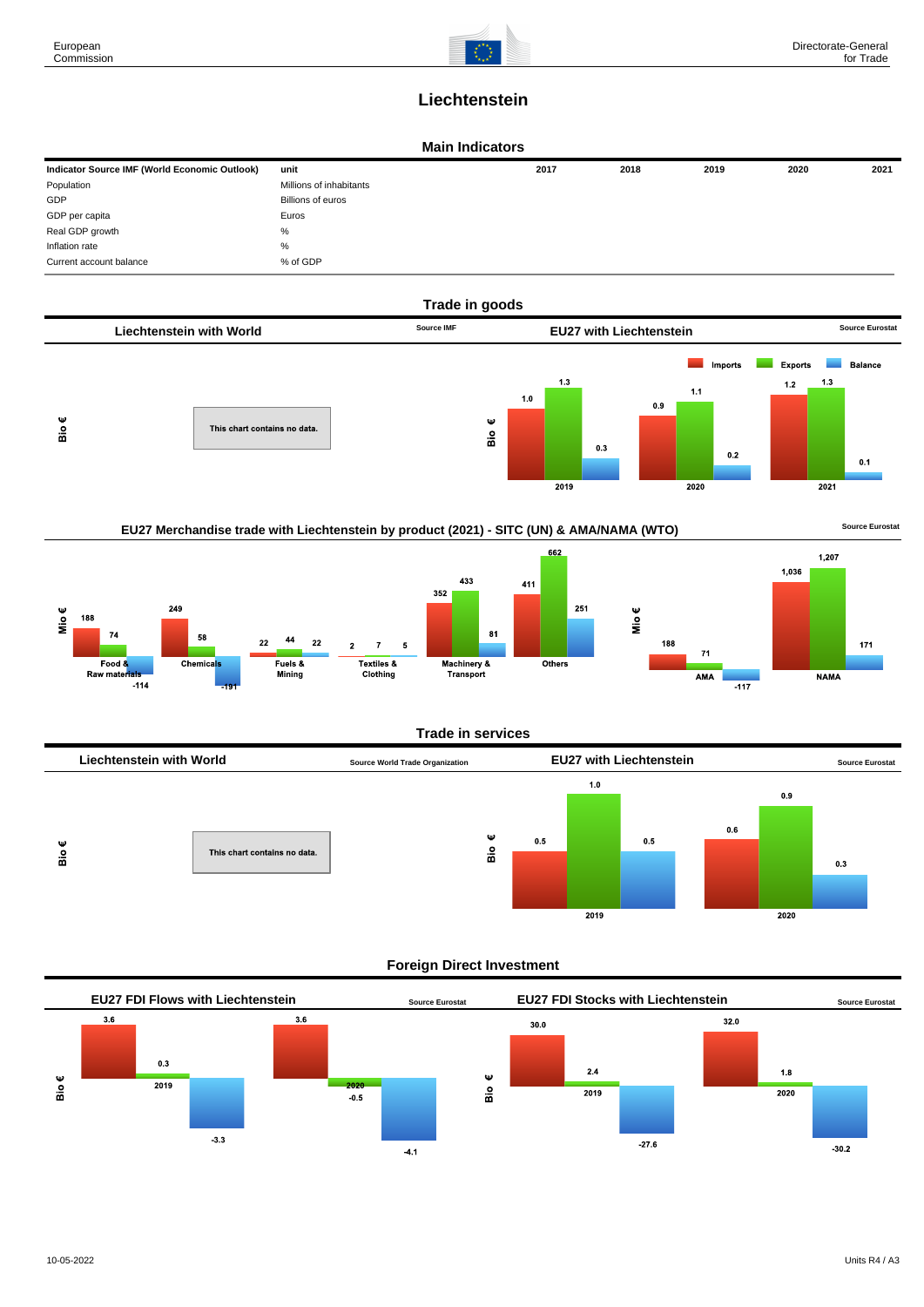# Liechtenstein

## Main Indicators

| Indicator Source IMF (World Economic Outlook) | unit | 2017 | 2018 | 2019 | 2020 | 2021 |
|---|---|---|---|---|---|---|
| Population | Millions of inhabitants | | | | | |
| GDP | Billions of euros | | | | | |
| GDP per capita | Euros | | | | | |
| Real GDP growth | % | | | | | |
| Inflation rate | % | | | | | |
| Current account balance | % of GDP | | | | | |

## Trade in goods

### Liechtenstein with World

Source IMF

This chart contains no data.

### EU27 with Liechtenstein

Source Eurostat

Bio €

| | Imports | Exports | Balance |
|---|---|---|---|
| 2019 | 1.0 | 1.3 | 0.3 |
| 2020 | 0.9 | 1.1 | 0.2 |
| 2021 | 1.2 | 1.3 | 0.1 |

### EU27 Merchandise trade with Liechtenstein by product (2021) - SITC (UN) & AMA/NAMA (WTO)

Source Eurostat

Mio €

| | Imports | Exports | Balance |
|---|---|---|---|
| Food & Raw materials | 188 | 74 | -114 |
| Chemicals | 249 | 58 | -191 |
| Fuels & Mining | 22 | 44 | 22 |
| Textiles & Clothing | 2 | 7 | 5 |
| Machinery & Transport | 352 | 433 | 81 |
| Others | 411 | 662 | 251 |
| AMA | 188 | 71 | -117 |
| NAMA | 1,036 | 1,207 | 171 |

## Trade in services

### Liechtenstein with World

Source World Trade Organization

This chart contains no data.

### EU27 with Liechtenstein

Source Eurostat

Bio €

| | Imports | Exports | Balance |
|---|---|---|---|
| 2019 | 0.5 | 1.0 | 0.5 |
| 2020 | 0.6 | 0.9 | 0.3 |

## Foreign Direct Investment

### EU27 FDI Flows with Liechtenstein

Source Eurostat

Bio €

| | | | |
|---|---|---|---|
| 2019 | 3.6 | 0.3 | -3.3 |
| 2020 | 3.6 | -0.5 | -4.1 |

### EU27 FDI Stocks with Liechtenstein

Source Eurostat

Bio €

| | | | |
|---|---|---|---|
| 2019 | 30.0 | 2.4 | -27.6 |
| 2020 | 32.0 | 1.8 | -30.2 |

10-05-2022

Units R4 / A3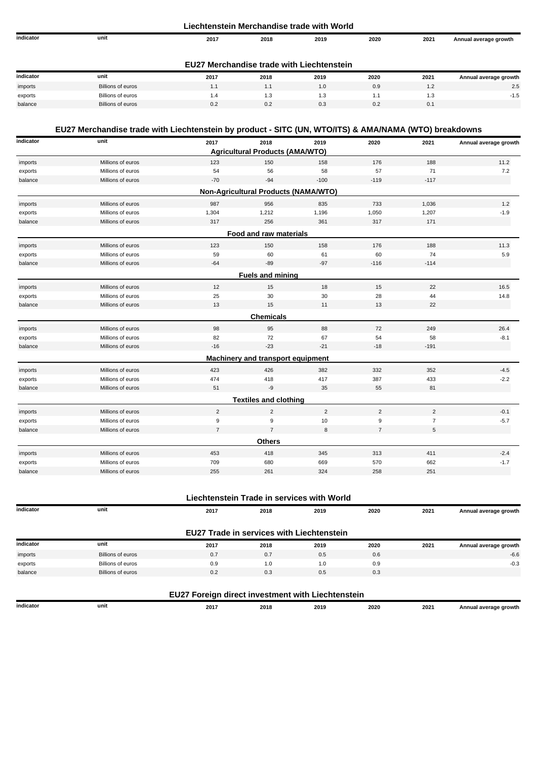## Liechtenstein Merchandise trade with World

| indicator | unit | 2017 | 2018 | 2019 | 2020 | 2021 | Annual average growth |
|---|---|---|---|---|---|---|---|

## EU27 Merchandise trade with Liechtenstein

| indicator | unit | 2017 | 2018 | 2019 | 2020 | 2021 | Annual average growth |
|---|---|---|---|---|---|---|---|
| imports | Billions of euros | 1.1 | 1.1 | 1.0 | 0.9 | 1.2 | 2.5 |
| exports | Billions of euros | 1.4 | 1.3 | 1.3 | 1.1 | 1.3 | -1.5 |
| balance | Billions of euros | 0.2 | 0.2 | 0.3 | 0.2 | 0.1 | |

## EU27 Merchandise trade with Liechtenstein by product - SITC (UN, WTO/ITS) & AMA/NAMA (WTO) breakdowns

| indicator | unit | 2017 | 2018 | 2019 | 2020 | 2021 | Annual average growth |
|---|---|---|---|---|---|---|---|
| **Agricultural Products (AMA/WTO)** | | | | | | | |
| imports | Millions of euros | 123 | 150 | 158 | 176 | 188 | 11.2 |
| exports | Millions of euros | 54 | 56 | 58 | 57 | 71 | 7.2 |
| balance | Millions of euros | -70 | -94 | -100 | -119 | -117 | |
| **Non-Agricultural Products (NAMA/WTO)** | | | | | | | |
| imports | Millions of euros | 987 | 956 | 835 | 733 | 1,036 | 1.2 |
| exports | Millions of euros | 1,304 | 1,212 | 1,196 | 1,050 | 1,207 | -1.9 |
| balance | Millions of euros | 317 | 256 | 361 | 317 | 171 | |
| **Food and raw materials** | | | | | | | |
| imports | Millions of euros | 123 | 150 | 158 | 176 | 188 | 11.3 |
| exports | Millions of euros | 59 | 60 | 61 | 60 | 74 | 5.9 |
| balance | Millions of euros | -64 | -89 | -97 | -116 | -114 | |
| **Fuels and mining** | | | | | | | |
| imports | Millions of euros | 12 | 15 | 18 | 15 | 22 | 16.5 |
| exports | Millions of euros | 25 | 30 | 30 | 28 | 44 | 14.8 |
| balance | Millions of euros | 13 | 15 | 11 | 13 | 22 | |
| **Chemicals** | | | | | | | |
| imports | Millions of euros | 98 | 95 | 88 | 72 | 249 | 26.4 |
| exports | Millions of euros | 82 | 72 | 67 | 54 | 58 | -8.1 |
| balance | Millions of euros | -16 | -23 | -21 | -18 | -191 | |
| **Machinery and transport equipment** | | | | | | | |
| imports | Millions of euros | 423 | 426 | 382 | 332 | 352 | -4.5 |
| exports | Millions of euros | 474 | 418 | 417 | 387 | 433 | -2.2 |
| balance | Millions of euros | 51 | -9 | 35 | 55 | 81 | |
| **Textiles and clothing** | | | | | | | |
| imports | Millions of euros | 2 | 2 | 2 | 2 | 2 | -0.1 |
| exports | Millions of euros | 9 | 9 | 10 | 9 | 7 | -5.7 |
| balance | Millions of euros | 7 | 7 | 8 | 7 | 5 | |
| **Others** | | | | | | | |
| imports | Millions of euros | 453 | 418 | 345 | 313 | 411 | -2.4 |
| exports | Millions of euros | 709 | 680 | 669 | 570 | 662 | -1.7 |
| balance | Millions of euros | 255 | 261 | 324 | 258 | 251 | |

## Liechtenstein Trade in services with World

| indicator | unit | 2017 | 2018 | 2019 | 2020 | 2021 | Annual average growth |
|---|---|---|---|---|---|---|---|

## EU27 Trade in services with Liechtenstein

| indicator | unit | 2017 | 2018 | 2019 | 2020 | 2021 | Annual average growth |
|---|---|---|---|---|---|---|---|
| imports | Billions of euros | 0.7 | 0.7 | 0.5 | 0.6 | | -6.6 |
| exports | Billions of euros | 0.9 | 1.0 | 1.0 | 0.9 | | -0.3 |
| balance | Billions of euros | 0.2 | 0.3 | 0.5 | 0.3 | | |

## EU27 Foreign direct investment with Liechtenstein

| indicator | unit | 2017 | 2018 | 2019 | 2020 | 2021 | Annual average growth |
|---|---|---|---|---|---|---|---|